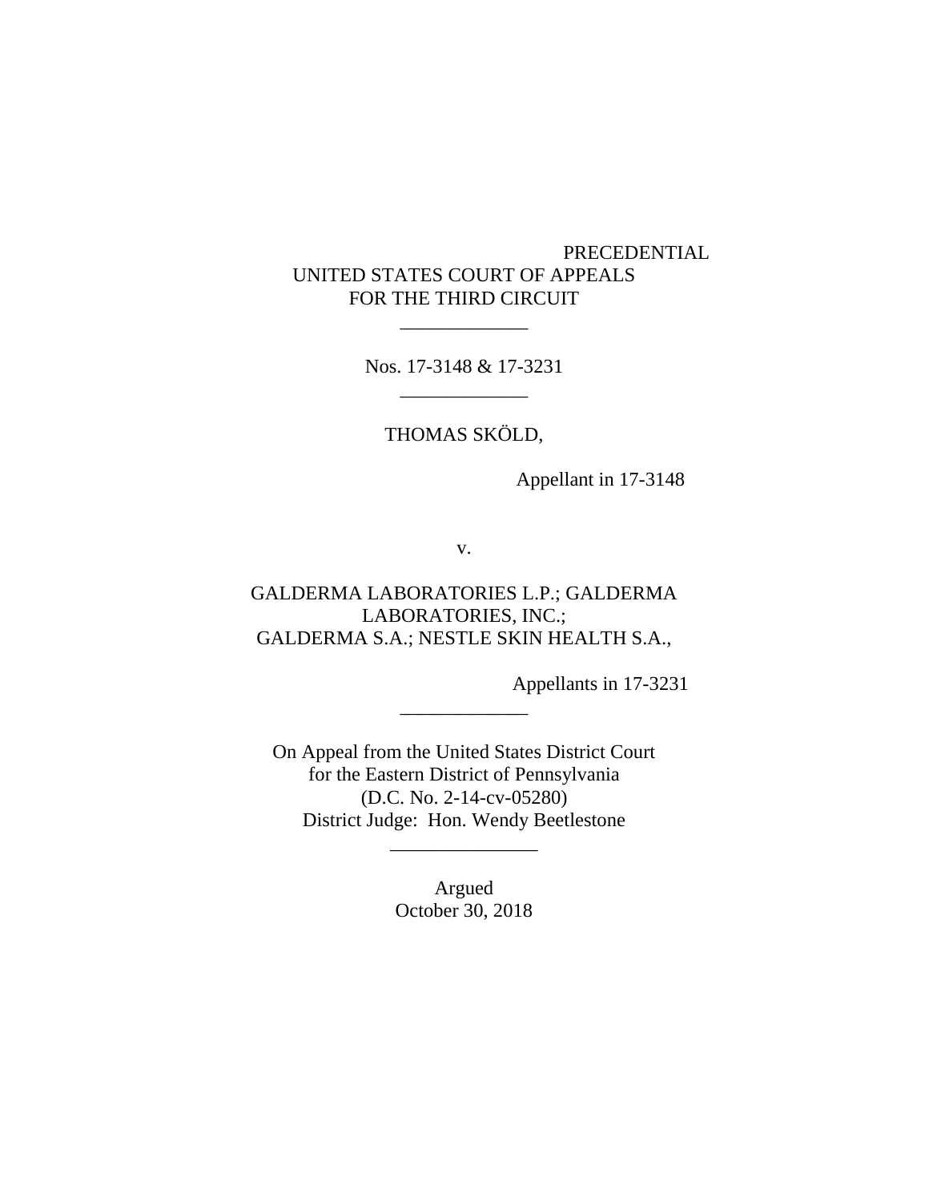PRECEDENTIAL

UNITED STATES COURT OF APPEALS
FOR THE THIRD CIRCUIT

\_\_\_\_\_\_\_\_\_\_\_\_\_

Nos. 17-3148 & 17-3231

\_\_\_\_\_\_\_\_\_\_\_\_\_

THOMAS SKÖLD,

Appellant in 17-3148

v.

GALDERMA LABORATORIES L.P.; GALDERMA LABORATORIES, INC.;
GALDERMA S.A.; NESTLE SKIN HEALTH S.A.,

Appellants in 17-3231

\_\_\_\_\_\_\_\_\_\_\_\_\_

On Appeal from the United States District Court
for the Eastern District of Pennsylvania
(D.C. No. 2-14-cv-05280)
District Judge: Hon. Wendy Beetlestone

\_\_\_\_\_\_\_\_\_\_\_\_\_\_\_

Argued
October 30, 2018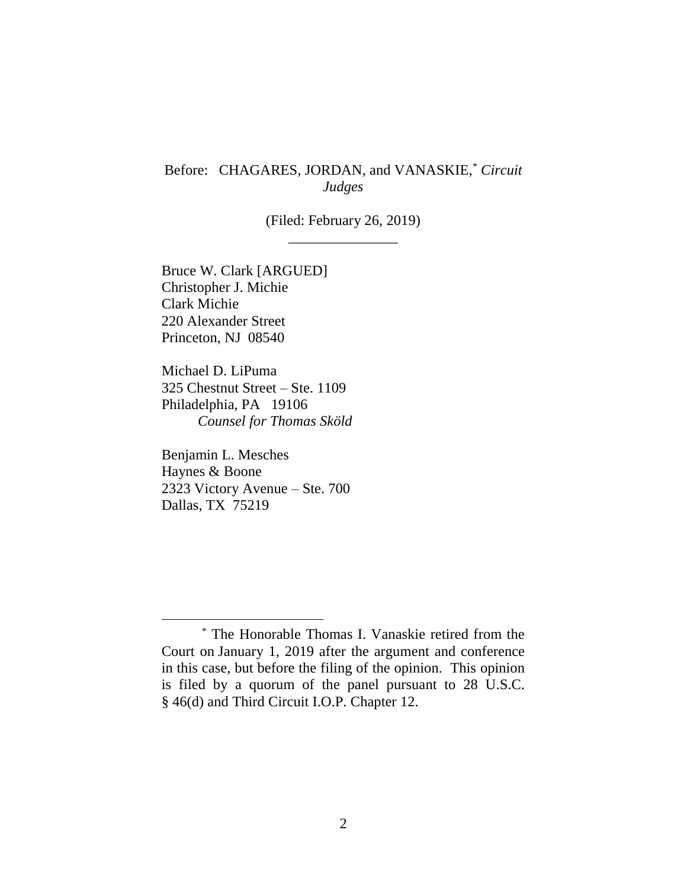Before: CHAGARES, JORDAN, and VANASKIE,* *Circuit Judges*

(Filed: February 26, 2019)

---

Bruce W. Clark [ARGUED]
Christopher J. Michie
Clark Michie
220 Alexander Street
Princeton, NJ 08540

Michael D. LiPuma
325 Chestnut Street – Ste. 1109
Philadelphia, PA 19106
*Counsel for Thomas Sköld*

Benjamin L. Mesches
Haynes & Boone
2323 Victory Avenue – Ste. 700
Dallas, TX 75219

---

* The Honorable Thomas I. Vanaskie retired from the Court on January 1, 2019 after the argument and conference in this case, but before the filing of the opinion. This opinion is filed by a quorum of the panel pursuant to 28 U.S.C. § 46(d) and Third Circuit I.O.P. Chapter 12.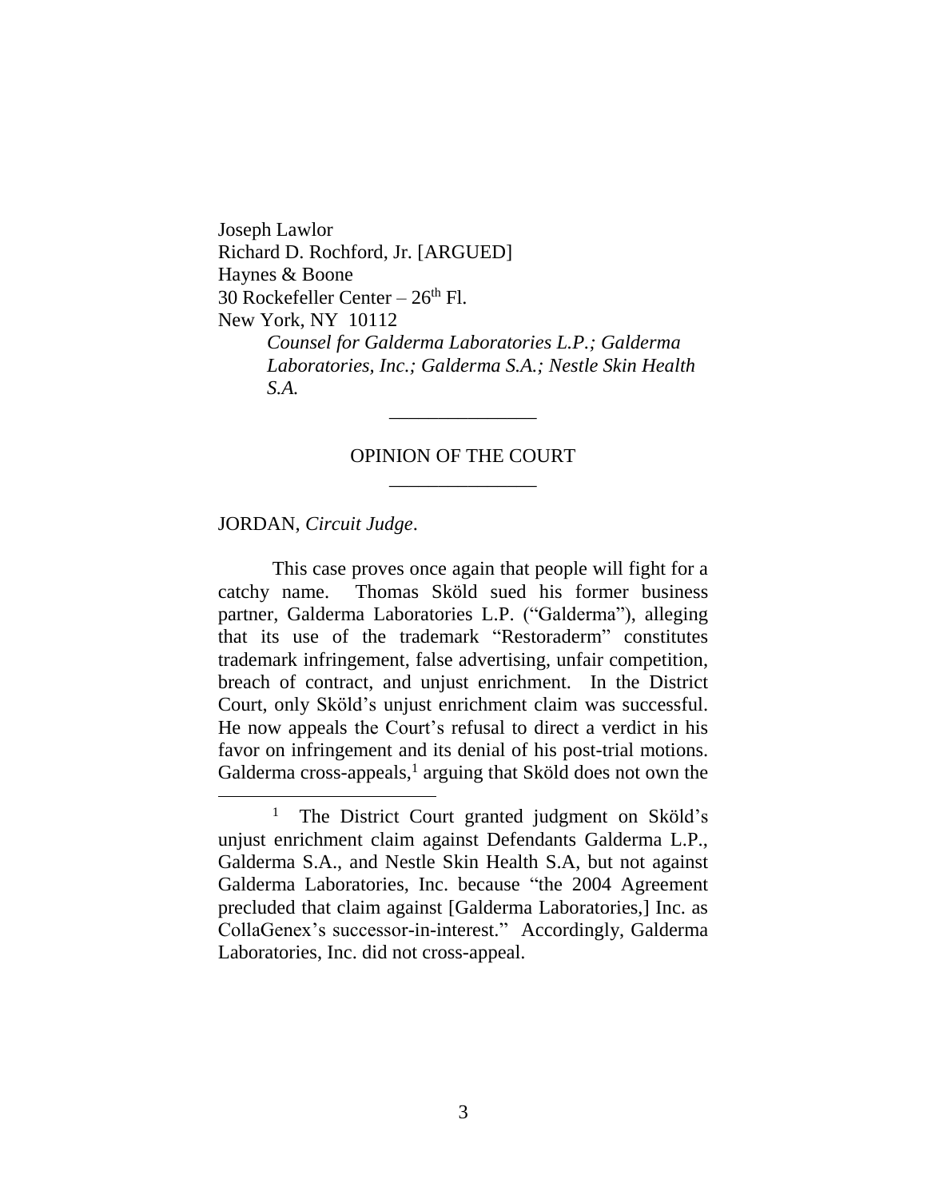Joseph Lawlor
Richard D. Rochford, Jr. [ARGUED]
Haynes & Boone
30 Rockefeller Center – 26th Fl.
New York, NY 10112

*Counsel for Galderma Laboratories L.P.; Galderma Laboratories, Inc.; Galderma S.A.; Nestle Skin Health S.A.*

---

OPINION OF THE COURT

---

JORDAN, *Circuit Judge*.

This case proves once again that people will fight for a catchy name. Thomas Sköld sued his former business partner, Galderma Laboratories L.P. ("Galderma"), alleging that its use of the trademark "Restoraderm" constitutes trademark infringement, false advertising, unfair competition, breach of contract, and unjust enrichment. In the District Court, only Sköld's unjust enrichment claim was successful. He now appeals the Court's refusal to direct a verdict in his favor on infringement and its denial of his post-trial motions. Galderma cross-appeals,[1] arguing that Sköld does not own the

[1] The District Court granted judgment on Sköld's unjust enrichment claim against Defendants Galderma L.P., Galderma S.A., and Nestle Skin Health S.A, but not against Galderma Laboratories, Inc. because "the 2004 Agreement precluded that claim against [Galderma Laboratories,] Inc. as CollaGenex's successor-in-interest." Accordingly, Galderma Laboratories, Inc. did not cross-appeal.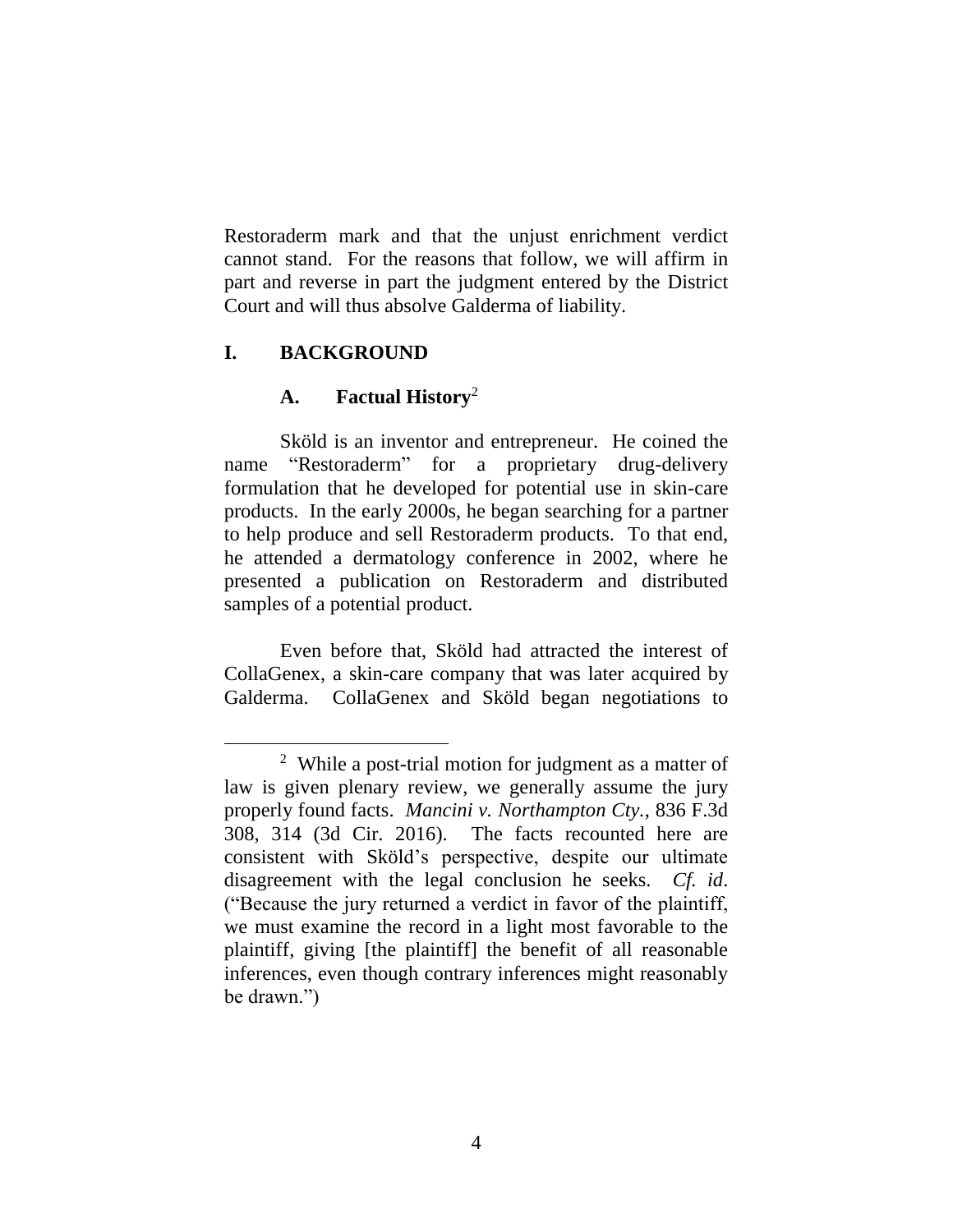Restoraderm mark and that the unjust enrichment verdict cannot stand. For the reasons that follow, we will affirm in part and reverse in part the judgment entered by the District Court and will thus absolve Galderma of liability.

## I. BACKGROUND

### A. Factual History[2]

Sköld is an inventor and entrepreneur. He coined the name "Restoraderm" for a proprietary drug-delivery formulation that he developed for potential use in skin-care products. In the early 2000s, he began searching for a partner to help produce and sell Restoraderm products. To that end, he attended a dermatology conference in 2002, where he presented a publication on Restoraderm and distributed samples of a potential product.

Even before that, Sköld had attracted the interest of CollaGenex, a skin-care company that was later acquired by Galderma. CollaGenex and Sköld began negotiations to

---

[2] While a post-trial motion for judgment as a matter of law is given plenary review, we generally assume the jury properly found facts. *Mancini v. Northampton Cty.*, 836 F.3d 308, 314 (3d Cir. 2016). The facts recounted here are consistent with Sköld's perspective, despite our ultimate disagreement with the legal conclusion he seeks. *Cf. id*. ("Because the jury returned a verdict in favor of the plaintiff, we must examine the record in a light most favorable to the plaintiff, giving [the plaintiff] the benefit of all reasonable inferences, even though contrary inferences might reasonably be drawn.")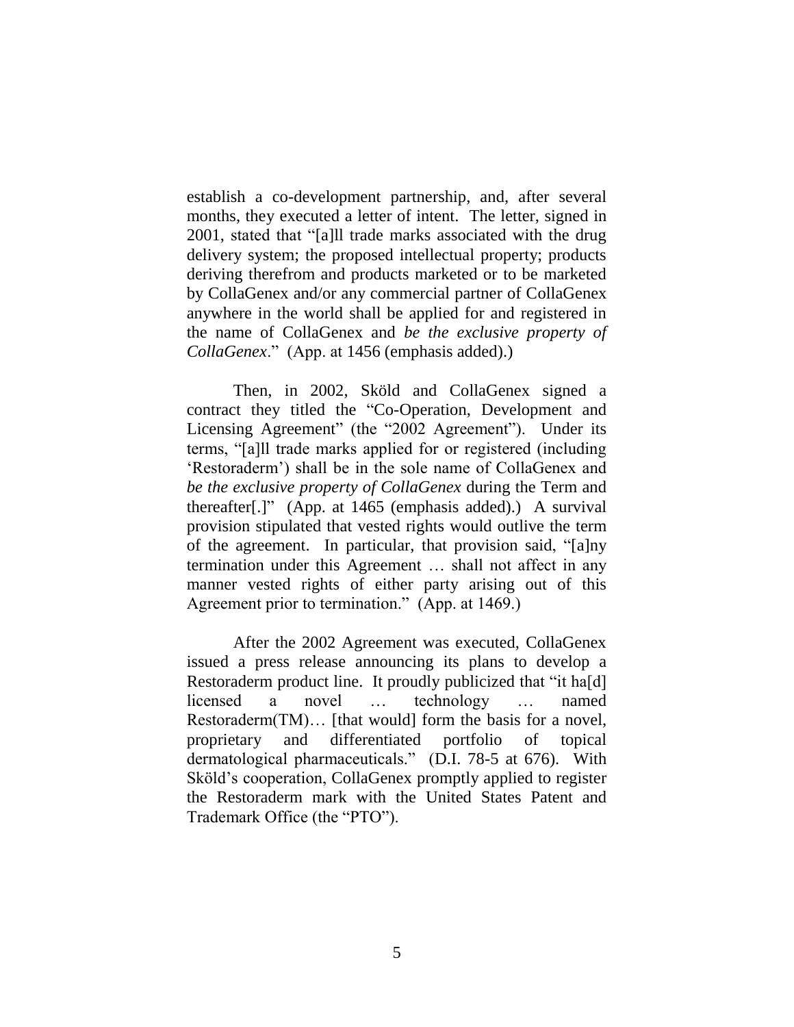establish a co-development partnership, and, after several months, they executed a letter of intent. The letter, signed in 2001, stated that "[a]ll trade marks associated with the drug delivery system; the proposed intellectual property; products deriving therefrom and products marketed or to be marketed by CollaGenex and/or any commercial partner of CollaGenex anywhere in the world shall be applied for and registered in the name of CollaGenex and *be the exclusive property of CollaGenex*." (App. at 1456 (emphasis added).)

Then, in 2002, Sköld and CollaGenex signed a contract they titled the "Co-Operation, Development and Licensing Agreement" (the "2002 Agreement"). Under its terms, "[a]ll trade marks applied for or registered (including 'Restoraderm') shall be in the sole name of CollaGenex and *be the exclusive property of CollaGenex* during the Term and thereafter[.]" (App. at 1465 (emphasis added).) A survival provision stipulated that vested rights would outlive the term of the agreement. In particular, that provision said, "[a]ny termination under this Agreement … shall not affect in any manner vested rights of either party arising out of this Agreement prior to termination." (App. at 1469.)

After the 2002 Agreement was executed, CollaGenex issued a press release announcing its plans to develop a Restoraderm product line. It proudly publicized that "it ha[d] licensed a novel … technology … named Restoraderm(TM)… [that would] form the basis for a novel, proprietary and differentiated portfolio of topical dermatological pharmaceuticals." (D.I. 78-5 at 676). With Sköld's cooperation, CollaGenex promptly applied to register the Restoraderm mark with the United States Patent and Trademark Office (the "PTO").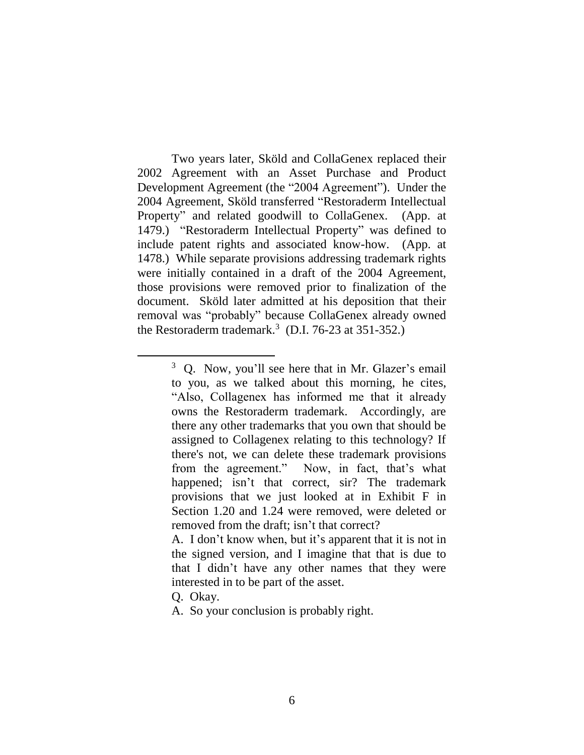Two years later, Sköld and CollaGenex replaced their 2002 Agreement with an Asset Purchase and Product Development Agreement (the "2004 Agreement"). Under the 2004 Agreement, Sköld transferred "Restoraderm Intellectual Property" and related goodwill to CollaGenex. (App. at 1479.) "Restoraderm Intellectual Property" was defined to include patent rights and associated know-how. (App. at 1478.) While separate provisions addressing trademark rights were initially contained in a draft of the 2004 Agreement, those provisions were removed prior to finalization of the document. Sköld later admitted at his deposition that their removal was "probably" because CollaGenex already owned the Restoraderm trademark.[3] (D.I. 76-23 at 351-352.)

---

[3] Q. Now, you'll see here that in Mr. Glazer's email to you, as we talked about this morning, he cites, "Also, Collagenex has informed me that it already owns the Restoraderm trademark. Accordingly, are there any other trademarks that you own that should be assigned to Collagenex relating to this technology? If there's not, we can delete these trademark provisions from the agreement." Now, in fact, that's what happened; isn't that correct, sir? The trademark provisions that we just looked at in Exhibit F in Section 1.20 and 1.24 were removed, were deleted or removed from the draft; isn't that correct?

A. I don't know when, but it's apparent that it is not in the signed version, and I imagine that that is due to that I didn't have any other names that they were interested in to be part of the asset.

Q. Okay.

A. So your conclusion is probably right.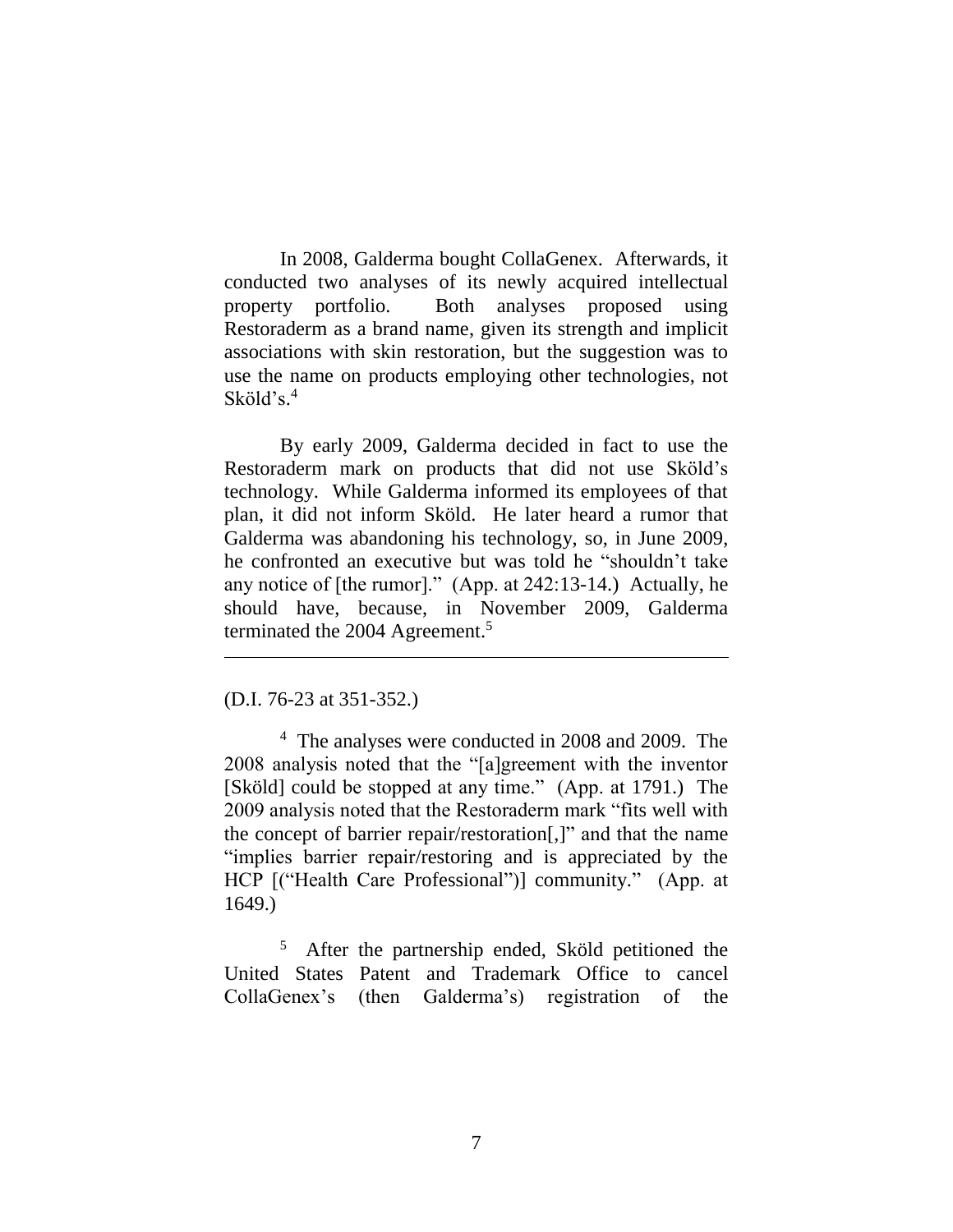In 2008, Galderma bought CollaGenex. Afterwards, it conducted two analyses of its newly acquired intellectual property portfolio. Both analyses proposed using Restoraderm as a brand name, given its strength and implicit associations with skin restoration, but the suggestion was to use the name on products employing other technologies, not Sköld's.[4]

By early 2009, Galderma decided in fact to use the Restoraderm mark on products that did not use Sköld's technology. While Galderma informed its employees of that plan, it did not inform Sköld. He later heard a rumor that Galderma was abandoning his technology, so, in June 2009, he confronted an executive but was told he "shouldn't take any notice of [the rumor]." (App. at 242:13-14.) Actually, he should have, because, in November 2009, Galderma terminated the 2004 Agreement.[5]

---

(D.I. 76-23 at 351-352.)

[4] The analyses were conducted in 2008 and 2009. The 2008 analysis noted that the "[a]greement with the inventor [Sköld] could be stopped at any time." (App. at 1791.) The 2009 analysis noted that the Restoraderm mark "fits well with the concept of barrier repair/restoration[,]" and that the name "implies barrier repair/restoring and is appreciated by the HCP [("Health Care Professional")] community." (App. at 1649.)

[5] After the partnership ended, Sköld petitioned the United States Patent and Trademark Office to cancel CollaGenex's (then Galderma's) registration of the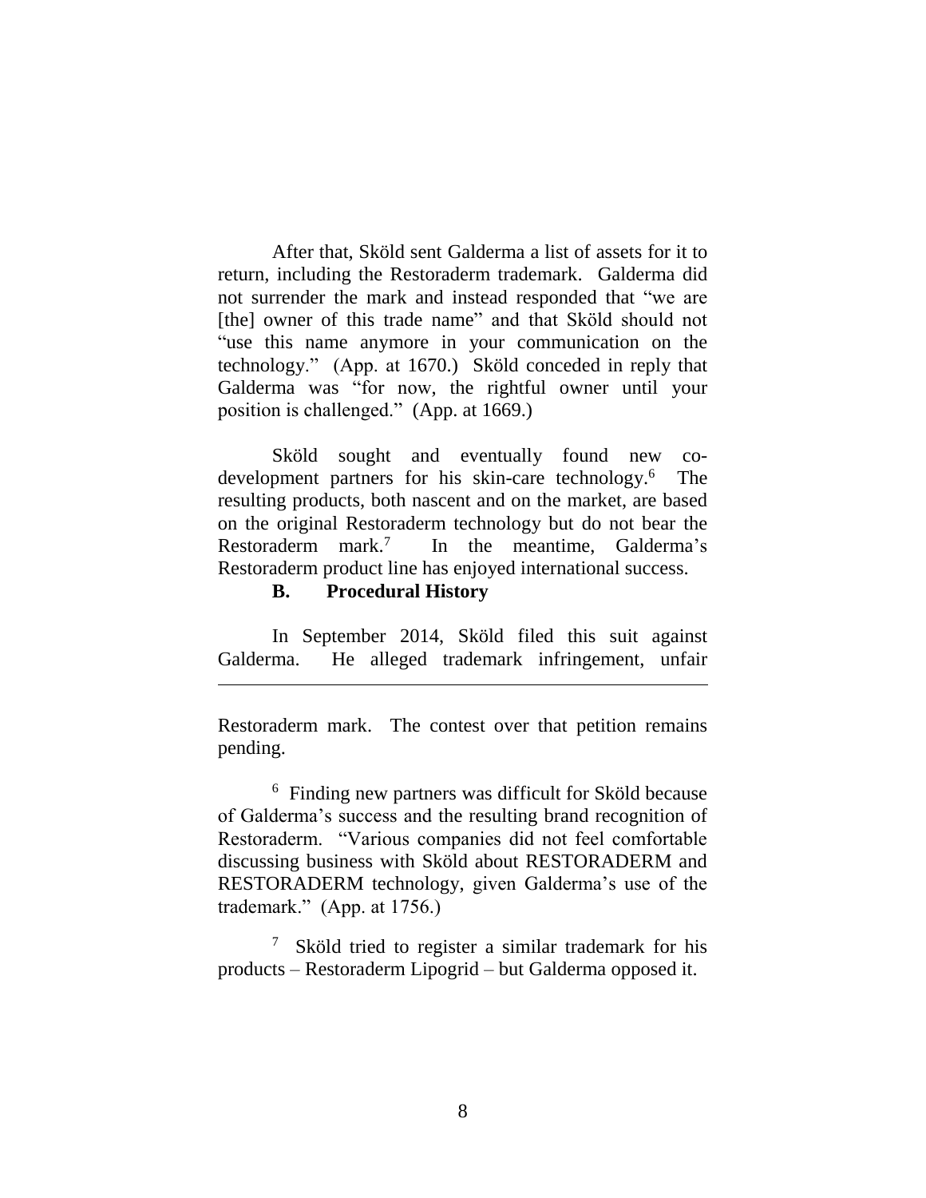After that, Sköld sent Galderma a list of assets for it to return, including the Restoraderm trademark. Galderma did not surrender the mark and instead responded that "we are [the] owner of this trade name" and that Sköld should not "use this name anymore in your communication on the technology." (App. at 1670.) Sköld conceded in reply that Galderma was "for now, the rightful owner until your position is challenged." (App. at 1669.)

Sköld sought and eventually found new co-development partners for his skin-care technology.[6] The resulting products, both nascent and on the market, are based on the original Restoraderm technology but do not bear the Restoraderm mark.[7] In the meantime, Galderma's Restoraderm product line has enjoyed international success.

### B. Procedural History

In September 2014, Sköld filed this suit against Galderma. He alleged trademark infringement, unfair

---

Restoraderm mark. The contest over that petition remains pending.

[6] Finding new partners was difficult for Sköld because of Galderma's success and the resulting brand recognition of Restoraderm. "Various companies did not feel comfortable discussing business with Sköld about RESTORADERM and RESTORADERM technology, given Galderma's use of the trademark." (App. at 1756.)

[7] Sköld tried to register a similar trademark for his products – Restoraderm Lipogrid – but Galderma opposed it.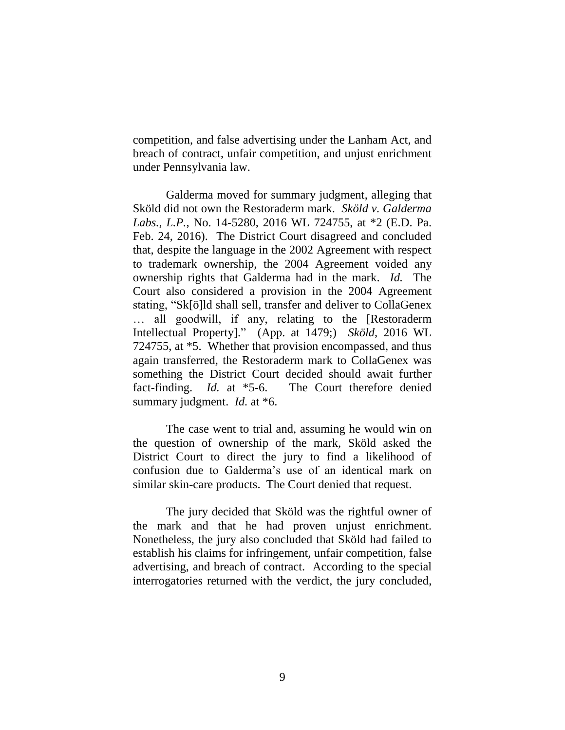competition, and false advertising under the Lanham Act, and breach of contract, unfair competition, and unjust enrichment under Pennsylvania law.

Galderma moved for summary judgment, alleging that Sköld did not own the Restoraderm mark. *Sköld v. Galderma Labs., L.P.*, No. 14-5280, 2016 WL 724755, at *2 (E.D. Pa. Feb. 24, 2016). The District Court disagreed and concluded that, despite the language in the 2002 Agreement with respect to trademark ownership, the 2004 Agreement voided any ownership rights that Galderma had in the mark. *Id.* The Court also considered a provision in the 2004 Agreement stating, "Sk[ö]ld shall sell, transfer and deliver to CollaGenex … all goodwill, if any, relating to the [Restoraderm Intellectual Property]." (App. at 1479;) *Sköld*, 2016 WL 724755, at *5. Whether that provision encompassed, and thus again transferred, the Restoraderm mark to CollaGenex was something the District Court decided should await further fact-finding. *Id.* at *5-6. The Court therefore denied summary judgment. *Id.* at *6.

The case went to trial and, assuming he would win on the question of ownership of the mark, Sköld asked the District Court to direct the jury to find a likelihood of confusion due to Galderma's use of an identical mark on similar skin-care products. The Court denied that request.

The jury decided that Sköld was the rightful owner of the mark and that he had proven unjust enrichment. Nonetheless, the jury also concluded that Sköld had failed to establish his claims for infringement, unfair competition, false advertising, and breach of contract. According to the special interrogatories returned with the verdict, the jury concluded,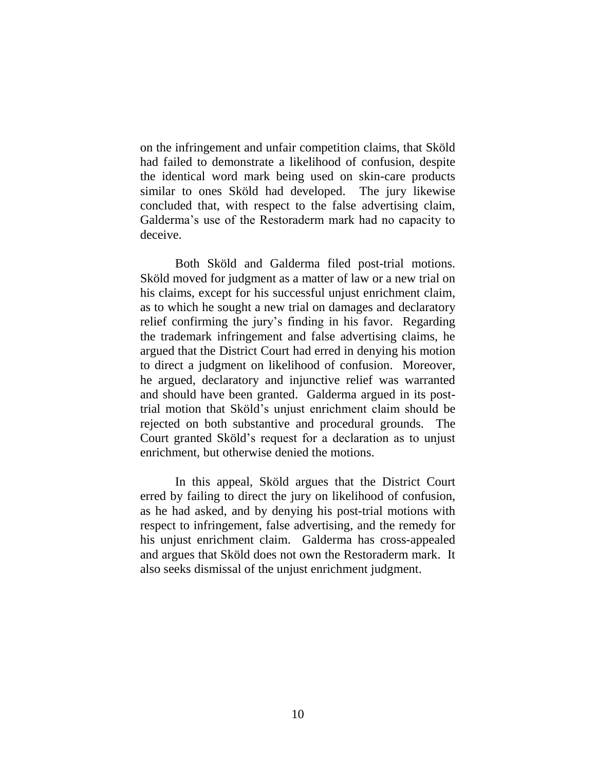on the infringement and unfair competition claims, that Sköld had failed to demonstrate a likelihood of confusion, despite the identical word mark being used on skin-care products similar to ones Sköld had developed. The jury likewise concluded that, with respect to the false advertising claim, Galderma's use of the Restoraderm mark had no capacity to deceive.

Both Sköld and Galderma filed post-trial motions. Sköld moved for judgment as a matter of law or a new trial on his claims, except for his successful unjust enrichment claim, as to which he sought a new trial on damages and declaratory relief confirming the jury's finding in his favor. Regarding the trademark infringement and false advertising claims, he argued that the District Court had erred in denying his motion to direct a judgment on likelihood of confusion. Moreover, he argued, declaratory and injunctive relief was warranted and should have been granted. Galderma argued in its post-trial motion that Sköld's unjust enrichment claim should be rejected on both substantive and procedural grounds. The Court granted Sköld's request for a declaration as to unjust enrichment, but otherwise denied the motions.

In this appeal, Sköld argues that the District Court erred by failing to direct the jury on likelihood of confusion, as he had asked, and by denying his post-trial motions with respect to infringement, false advertising, and the remedy for his unjust enrichment claim. Galderma has cross-appealed and argues that Sköld does not own the Restoraderm mark. It also seeks dismissal of the unjust enrichment judgment.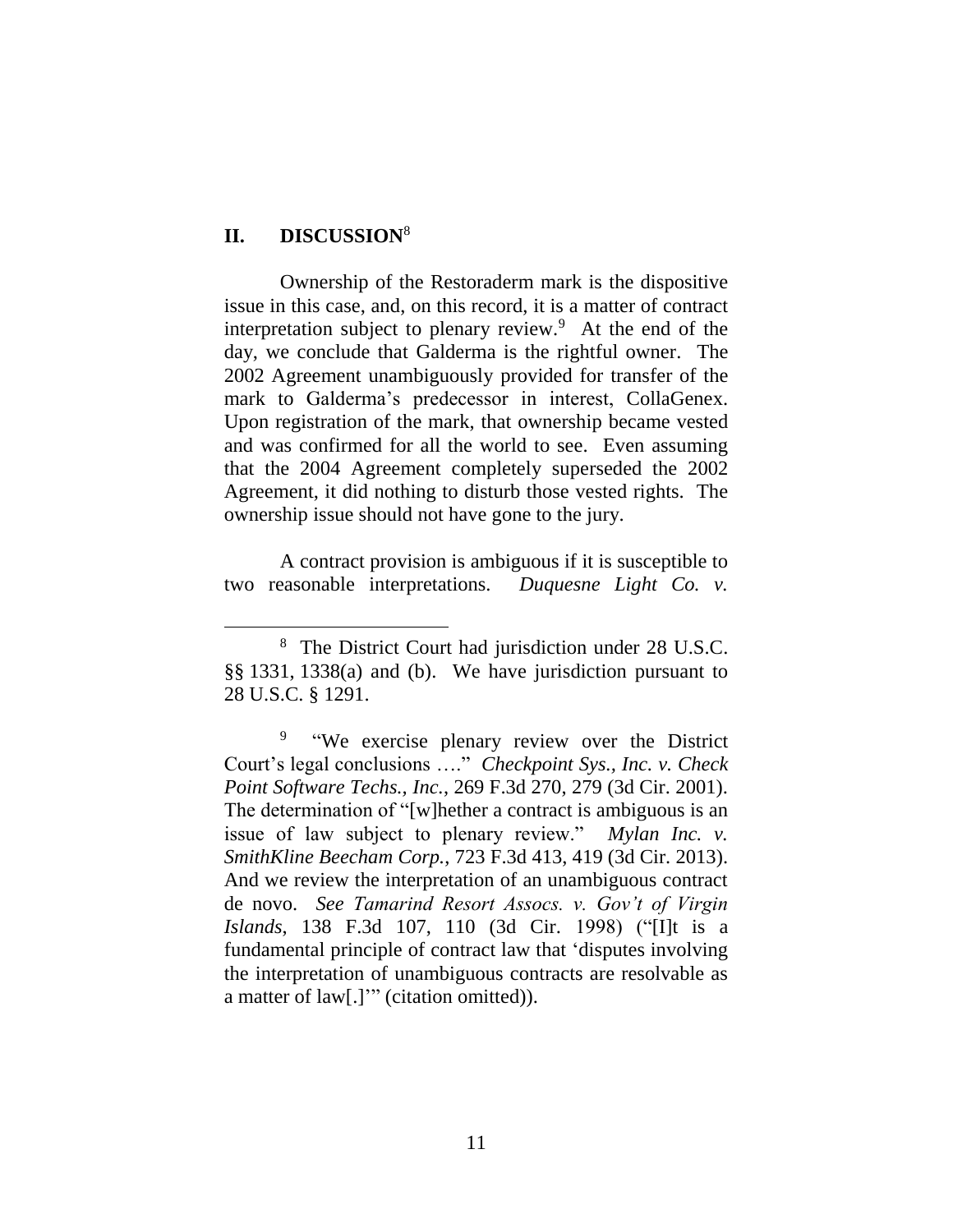## II. DISCUSSION[8]

Ownership of the Restoraderm mark is the dispositive issue in this case, and, on this record, it is a matter of contract interpretation subject to plenary review.[9] At the end of the day, we conclude that Galderma is the rightful owner. The 2002 Agreement unambiguously provided for transfer of the mark to Galderma's predecessor in interest, CollaGenex. Upon registration of the mark, that ownership became vested and was confirmed for all the world to see. Even assuming that the 2004 Agreement completely superseded the 2002 Agreement, it did nothing to disturb those vested rights. The ownership issue should not have gone to the jury.

A contract provision is ambiguous if it is susceptible to two reasonable interpretations. *Duquesne Light Co. v.*

---

[8] The District Court had jurisdiction under 28 U.S.C. §§ 1331, 1338(a) and (b). We have jurisdiction pursuant to 28 U.S.C. § 1291.

[9] "We exercise plenary review over the District Court's legal conclusions …." *Checkpoint Sys., Inc. v. Check Point Software Techs., Inc.*, 269 F.3d 270, 279 (3d Cir. 2001). The determination of "[w]hether a contract is ambiguous is an issue of law subject to plenary review." *Mylan Inc. v. SmithKline Beecham Corp.*, 723 F.3d 413, 419 (3d Cir. 2013). And we review the interpretation of an unambiguous contract de novo. *See Tamarind Resort Assocs. v. Gov't of Virgin Islands*, 138 F.3d 107, 110 (3d Cir. 1998) ("[I]t is a fundamental principle of contract law that 'disputes involving the interpretation of unambiguous contracts are resolvable as a matter of law[.]'" (citation omitted)).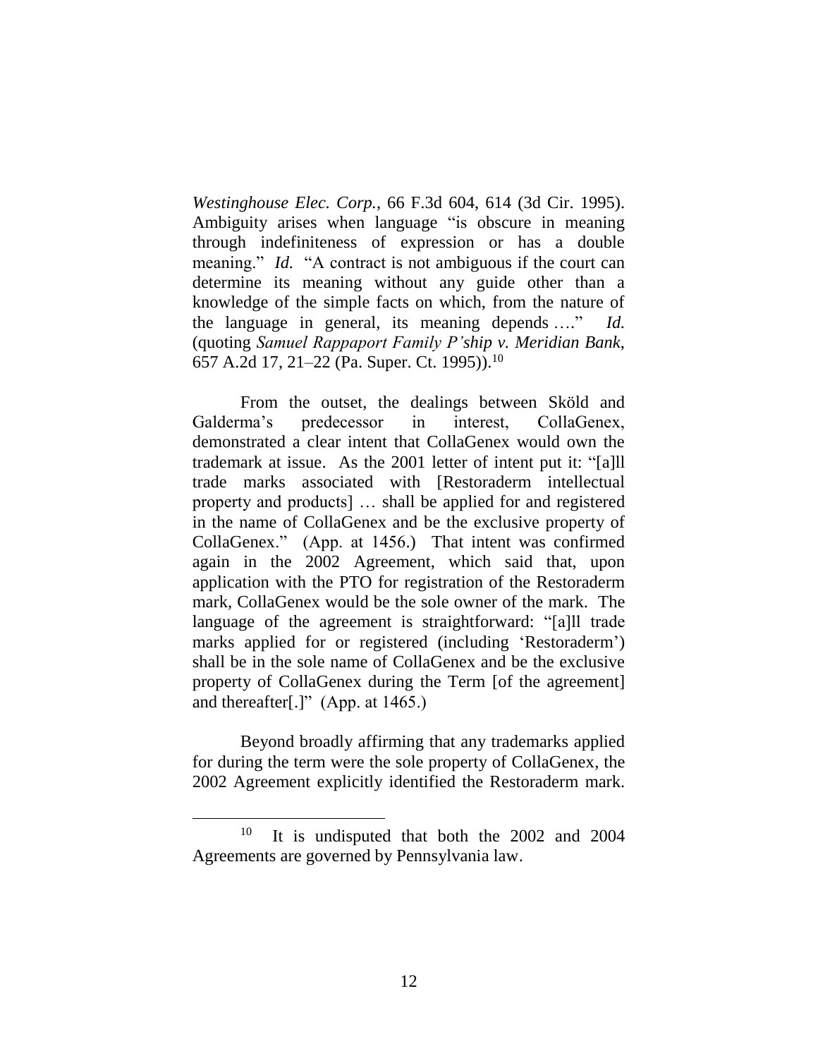*Westinghouse Elec. Corp.*, 66 F.3d 604, 614 (3d Cir. 1995). Ambiguity arises when language "is obscure in meaning through indefiniteness of expression or has a double meaning." *Id.* "A contract is not ambiguous if the court can determine its meaning without any guide other than a knowledge of the simple facts on which, from the nature of the language in general, its meaning depends …." *Id.* (quoting *Samuel Rappaport Family P'ship v. Meridian Bank*, 657 A.2d 17, 21–22 (Pa. Super. Ct. 1995)).[10]

From the outset, the dealings between Sköld and Galderma's predecessor in interest, CollaGenex, demonstrated a clear intent that CollaGenex would own the trademark at issue. As the 2001 letter of intent put it: "[a]ll trade marks associated with [Restoraderm intellectual property and products] … shall be applied for and registered in the name of CollaGenex and be the exclusive property of CollaGenex." (App. at 1456.) That intent was confirmed again in the 2002 Agreement, which said that, upon application with the PTO for registration of the Restoraderm mark, CollaGenex would be the sole owner of the mark. The language of the agreement is straightforward: "[a]ll trade marks applied for or registered (including 'Restoraderm') shall be in the sole name of CollaGenex and be the exclusive property of CollaGenex during the Term [of the agreement] and thereafter[.]" (App. at 1465.)

Beyond broadly affirming that any trademarks applied for during the term were the sole property of CollaGenex, the 2002 Agreement explicitly identified the Restoraderm mark.

[10] It is undisputed that both the 2002 and 2004 Agreements are governed by Pennsylvania law.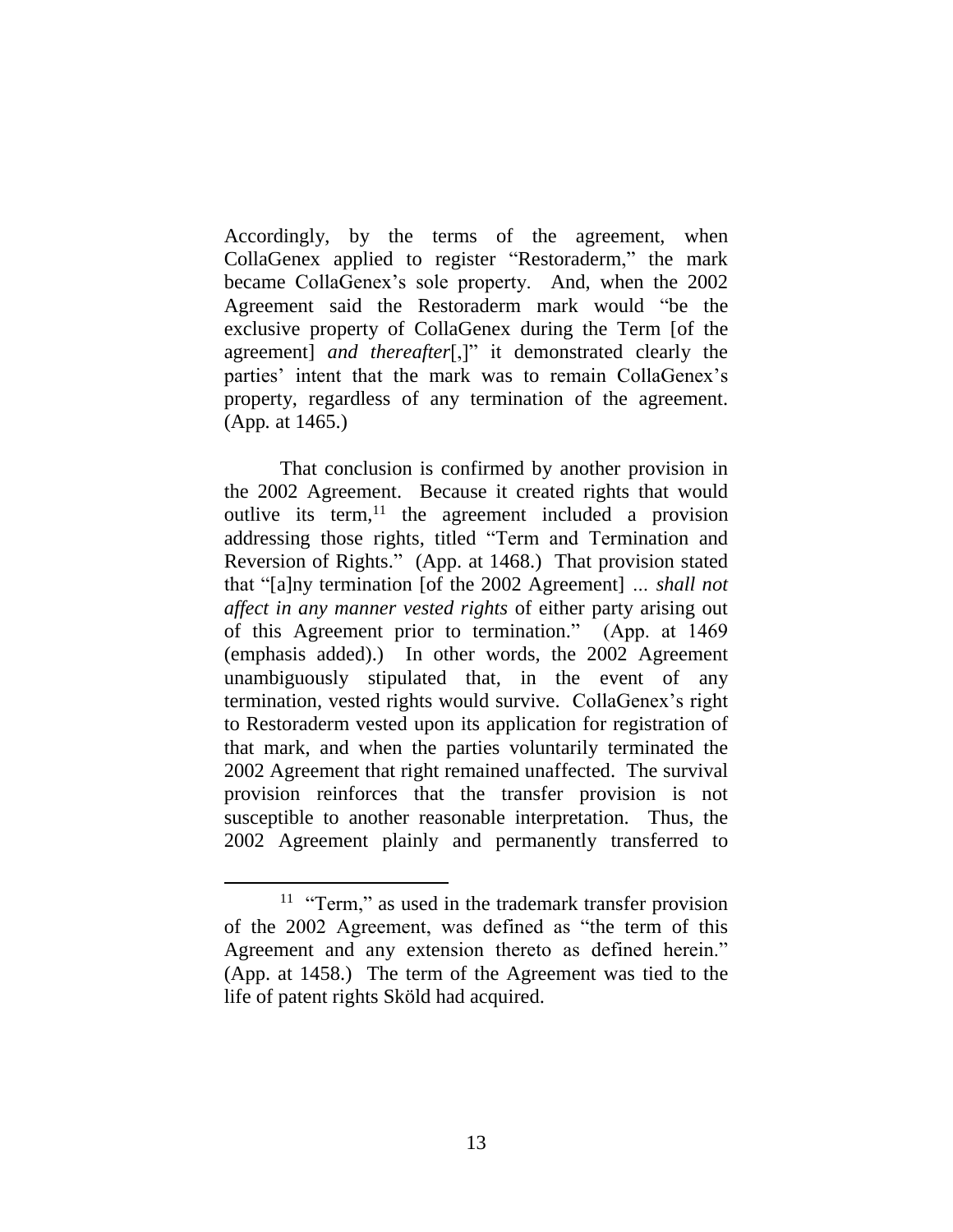Accordingly, by the terms of the agreement, when CollaGenex applied to register "Restoraderm," the mark became CollaGenex's sole property. And, when the 2002 Agreement said the Restoraderm mark would "be the exclusive property of CollaGenex during the Term [of the agreement] *and thereafter*[,]" it demonstrated clearly the parties' intent that the mark was to remain CollaGenex's property, regardless of any termination of the agreement. (App. at 1465.)

That conclusion is confirmed by another provision in the 2002 Agreement. Because it created rights that would outlive its term,[11] the agreement included a provision addressing those rights, titled "Term and Termination and Reversion of Rights." (App. at 1468.) That provision stated that "[a]ny termination [of the 2002 Agreement] … *shall not affect in any manner vested rights* of either party arising out of this Agreement prior to termination." (App. at 1469 (emphasis added).) In other words, the 2002 Agreement unambiguously stipulated that, in the event of any termination, vested rights would survive. CollaGenex's right to Restoraderm vested upon its application for registration of that mark, and when the parties voluntarily terminated the 2002 Agreement that right remained unaffected. The survival provision reinforces that the transfer provision is not susceptible to another reasonable interpretation. Thus, the 2002 Agreement plainly and permanently transferred to

[11] "Term," as used in the trademark transfer provision of the 2002 Agreement, was defined as "the term of this Agreement and any extension thereto as defined herein." (App. at 1458.) The term of the Agreement was tied to the life of patent rights Sköld had acquired.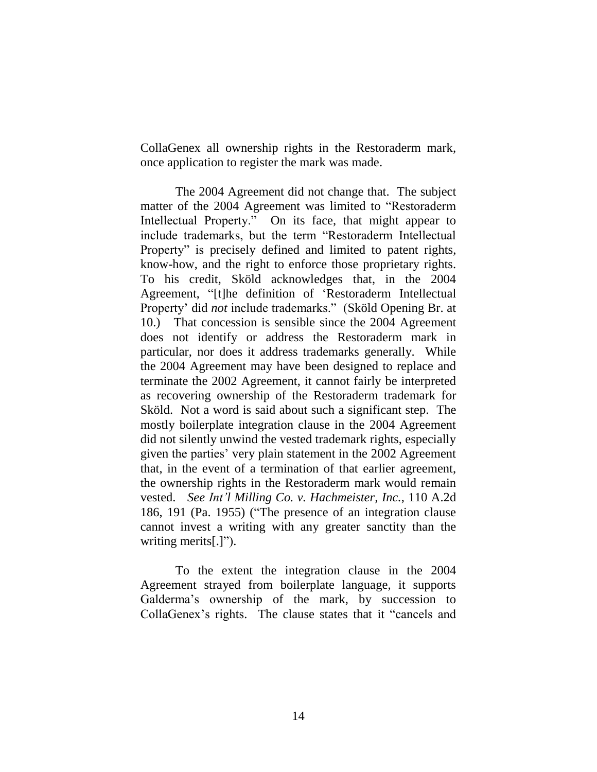CollaGenex all ownership rights in the Restoraderm mark, once application to register the mark was made.

The 2004 Agreement did not change that. The subject matter of the 2004 Agreement was limited to "Restoraderm Intellectual Property." On its face, that might appear to include trademarks, but the term "Restoraderm Intellectual Property" is precisely defined and limited to patent rights, know-how, and the right to enforce those proprietary rights. To his credit, Sköld acknowledges that, in the 2004 Agreement, "[t]he definition of 'Restoraderm Intellectual Property' did *not* include trademarks." (Sköld Opening Br. at 10.) That concession is sensible since the 2004 Agreement does not identify or address the Restoraderm mark in particular, nor does it address trademarks generally. While the 2004 Agreement may have been designed to replace and terminate the 2002 Agreement, it cannot fairly be interpreted as recovering ownership of the Restoraderm trademark for Sköld. Not a word is said about such a significant step. The mostly boilerplate integration clause in the 2004 Agreement did not silently unwind the vested trademark rights, especially given the parties' very plain statement in the 2002 Agreement that, in the event of a termination of that earlier agreement, the ownership rights in the Restoraderm mark would remain vested. *See Int'l Milling Co. v. Hachmeister, Inc.*, 110 A.2d 186, 191 (Pa. 1955) ("The presence of an integration clause cannot invest a writing with any greater sanctity than the writing merits[.]").

To the extent the integration clause in the 2004 Agreement strayed from boilerplate language, it supports Galderma's ownership of the mark, by succession to CollaGenex's rights. The clause states that it "cancels and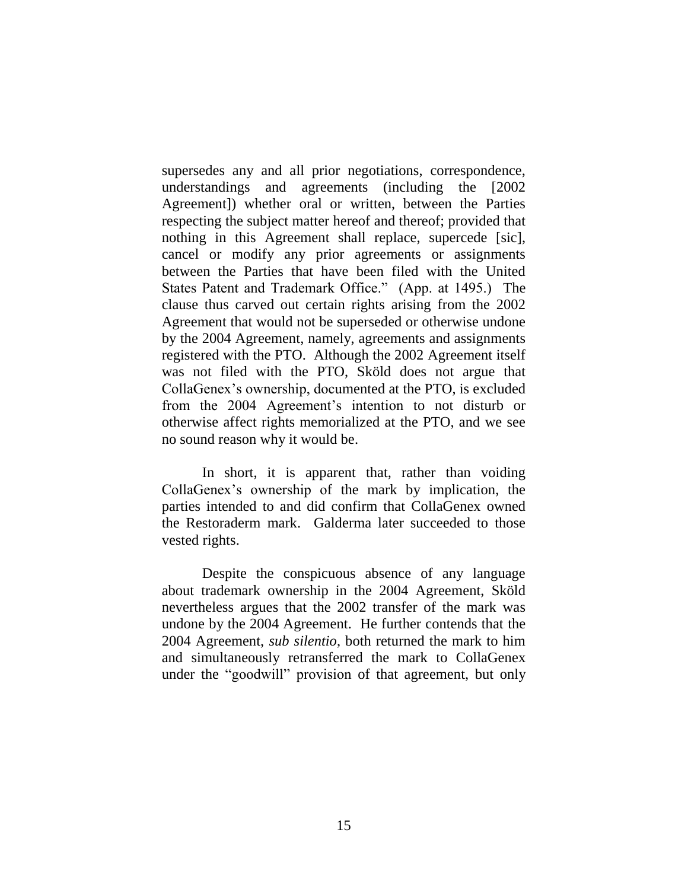supersedes any and all prior negotiations, correspondence, understandings and agreements (including the [2002 Agreement]) whether oral or written, between the Parties respecting the subject matter hereof and thereof; provided that nothing in this Agreement shall replace, supercede [sic], cancel or modify any prior agreements or assignments between the Parties that have been filed with the United States Patent and Trademark Office." (App. at 1495.) The clause thus carved out certain rights arising from the 2002 Agreement that would not be superseded or otherwise undone by the 2004 Agreement, namely, agreements and assignments registered with the PTO. Although the 2002 Agreement itself was not filed with the PTO, Sköld does not argue that CollaGenex's ownership, documented at the PTO, is excluded from the 2004 Agreement's intention to not disturb or otherwise affect rights memorialized at the PTO, and we see no sound reason why it would be.

In short, it is apparent that, rather than voiding CollaGenex's ownership of the mark by implication, the parties intended to and did confirm that CollaGenex owned the Restoraderm mark. Galderma later succeeded to those vested rights.

Despite the conspicuous absence of any language about trademark ownership in the 2004 Agreement, Sköld nevertheless argues that the 2002 transfer of the mark was undone by the 2004 Agreement. He further contends that the 2004 Agreement, *sub silentio*, both returned the mark to him and simultaneously retransferred the mark to CollaGenex under the "goodwill" provision of that agreement, but only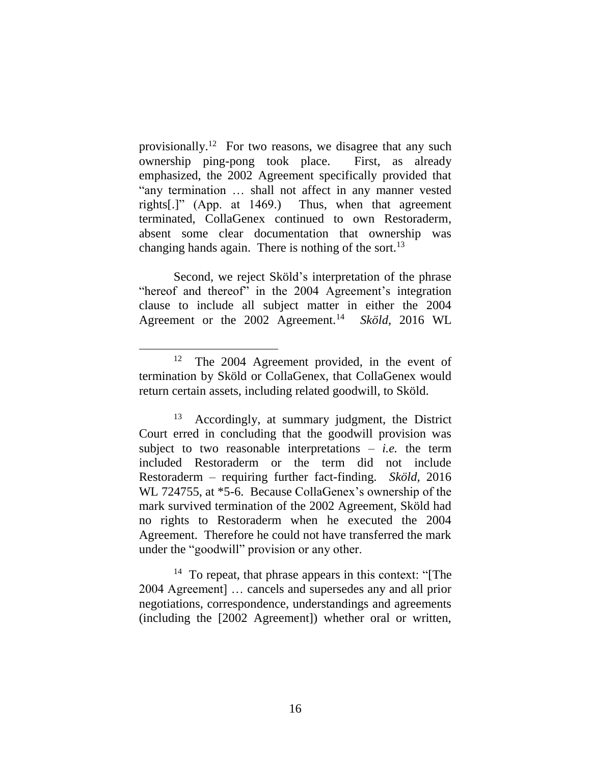provisionally.[12] For two reasons, we disagree that any such ownership ping-pong took place. First, as already emphasized, the 2002 Agreement specifically provided that "any termination … shall not affect in any manner vested rights[.]" (App. at 1469.) Thus, when that agreement terminated, CollaGenex continued to own Restoraderm, absent some clear documentation that ownership was changing hands again. There is nothing of the sort.[13]

Second, we reject Sköld's interpretation of the phrase "hereof and thereof" in the 2004 Agreement's integration clause to include all subject matter in either the 2004 Agreement or the 2002 Agreement.[14] *Sköld*, 2016 WL

---

[12] The 2004 Agreement provided, in the event of termination by Sköld or CollaGenex, that CollaGenex would return certain assets, including related goodwill, to Sköld.

[13] Accordingly, at summary judgment, the District Court erred in concluding that the goodwill provision was subject to two reasonable interpretations – *i.e.* the term included Restoraderm or the term did not include Restoraderm – requiring further fact-finding. *Sköld*, 2016 WL 724755, at *5-6. Because CollaGenex's ownership of the mark survived termination of the 2002 Agreement, Sköld had no rights to Restoraderm when he executed the 2004 Agreement. Therefore he could not have transferred the mark under the "goodwill" provision or any other.

[14] To repeat, that phrase appears in this context: "[The 2004 Agreement] … cancels and supersedes any and all prior negotiations, correspondence, understandings and agreements (including the [2002 Agreement]) whether oral or written,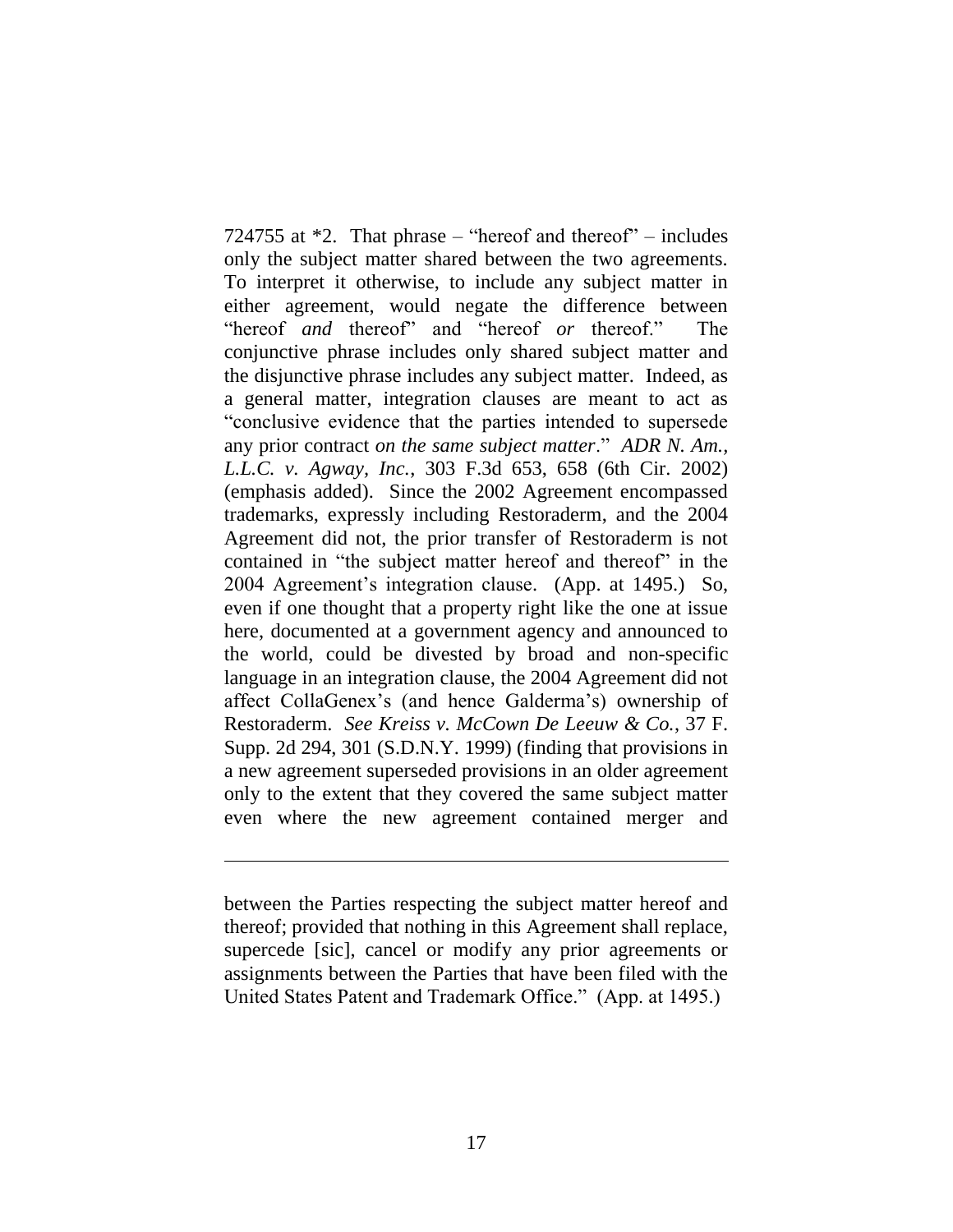724755 at *2. That phrase – "hereof and thereof" – includes only the subject matter shared between the two agreements. To interpret it otherwise, to include any subject matter in either agreement, would negate the difference between "hereof *and* thereof" and "hereof *or* thereof." The conjunctive phrase includes only shared subject matter and the disjunctive phrase includes any subject matter. Indeed, as a general matter, integration clauses are meant to act as "conclusive evidence that the parties intended to supersede any prior contract *on the same subject matter*." *ADR N. Am., L.L.C. v. Agway, Inc.*, 303 F.3d 653, 658 (6th Cir. 2002) (emphasis added). Since the 2002 Agreement encompassed trademarks, expressly including Restoraderm, and the 2004 Agreement did not, the prior transfer of Restoraderm is not contained in "the subject matter hereof and thereof" in the 2004 Agreement's integration clause. (App. at 1495.) So, even if one thought that a property right like the one at issue here, documented at a government agency and announced to the world, could be divested by broad and non-specific language in an integration clause, the 2004 Agreement did not affect CollaGenex's (and hence Galderma's) ownership of Restoraderm. *See Kreiss v. McCown De Leeuw & Co.*, 37 F. Supp. 2d 294, 301 (S.D.N.Y. 1999) (finding that provisions in a new agreement superseded provisions in an older agreement only to the extent that they covered the same subject matter even where the new agreement contained merger and

---

between the Parties respecting the subject matter hereof and thereof; provided that nothing in this Agreement shall replace, supercede [sic], cancel or modify any prior agreements or assignments between the Parties that have been filed with the United States Patent and Trademark Office." (App. at 1495.)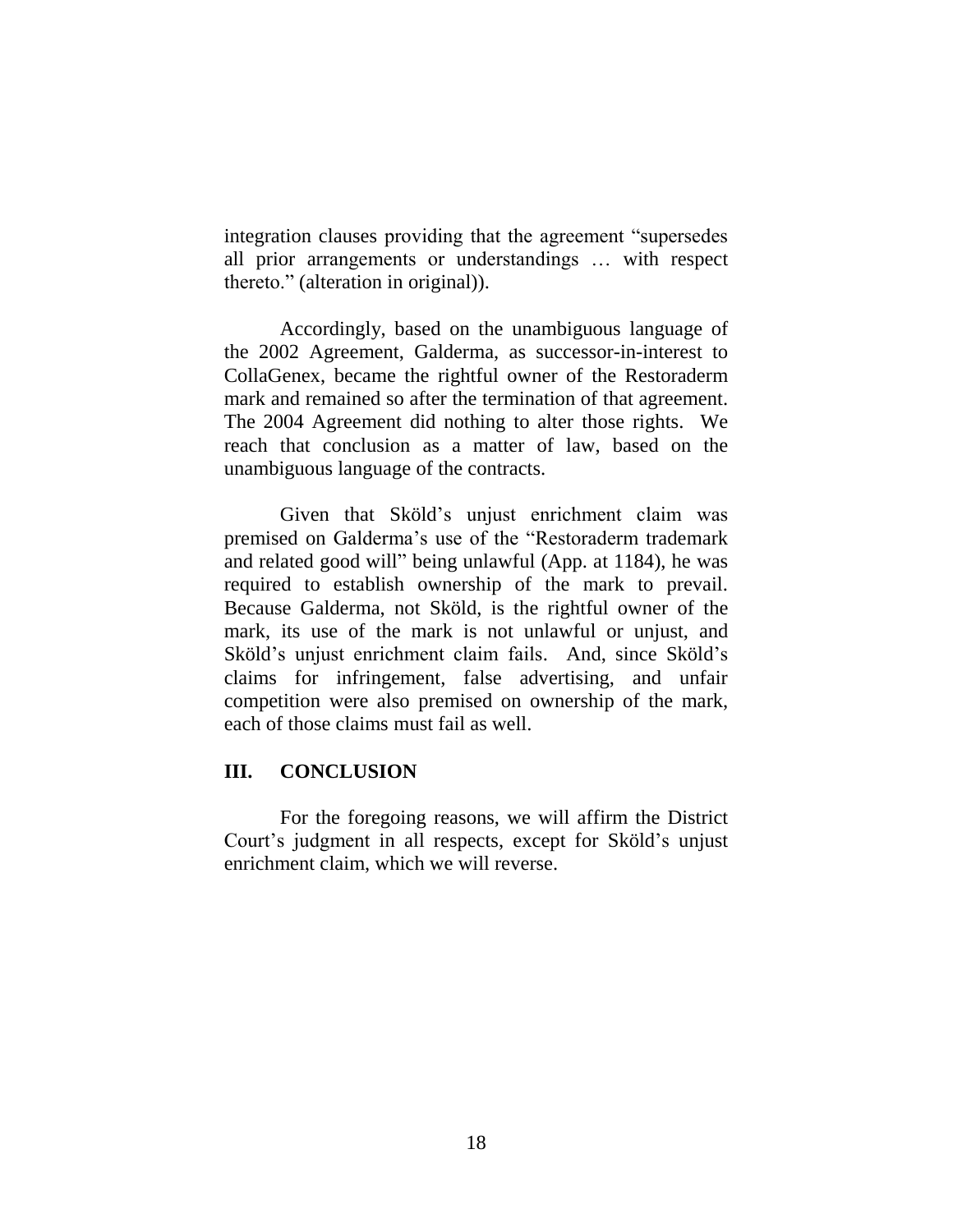integration clauses providing that the agreement "supersedes all prior arrangements or understandings … with respect thereto." (alteration in original)).

Accordingly, based on the unambiguous language of the 2002 Agreement, Galderma, as successor-in-interest to CollaGenex, became the rightful owner of the Restoraderm mark and remained so after the termination of that agreement. The 2004 Agreement did nothing to alter those rights. We reach that conclusion as a matter of law, based on the unambiguous language of the contracts.

Given that Sköld's unjust enrichment claim was premised on Galderma's use of the "Restoraderm trademark and related good will" being unlawful (App. at 1184), he was required to establish ownership of the mark to prevail. Because Galderma, not Sköld, is the rightful owner of the mark, its use of the mark is not unlawful or unjust, and Sköld's unjust enrichment claim fails. And, since Sköld's claims for infringement, false advertising, and unfair competition were also premised on ownership of the mark, each of those claims must fail as well.

## III. CONCLUSION

For the foregoing reasons, we will affirm the District Court's judgment in all respects, except for Sköld's unjust enrichment claim, which we will reverse.